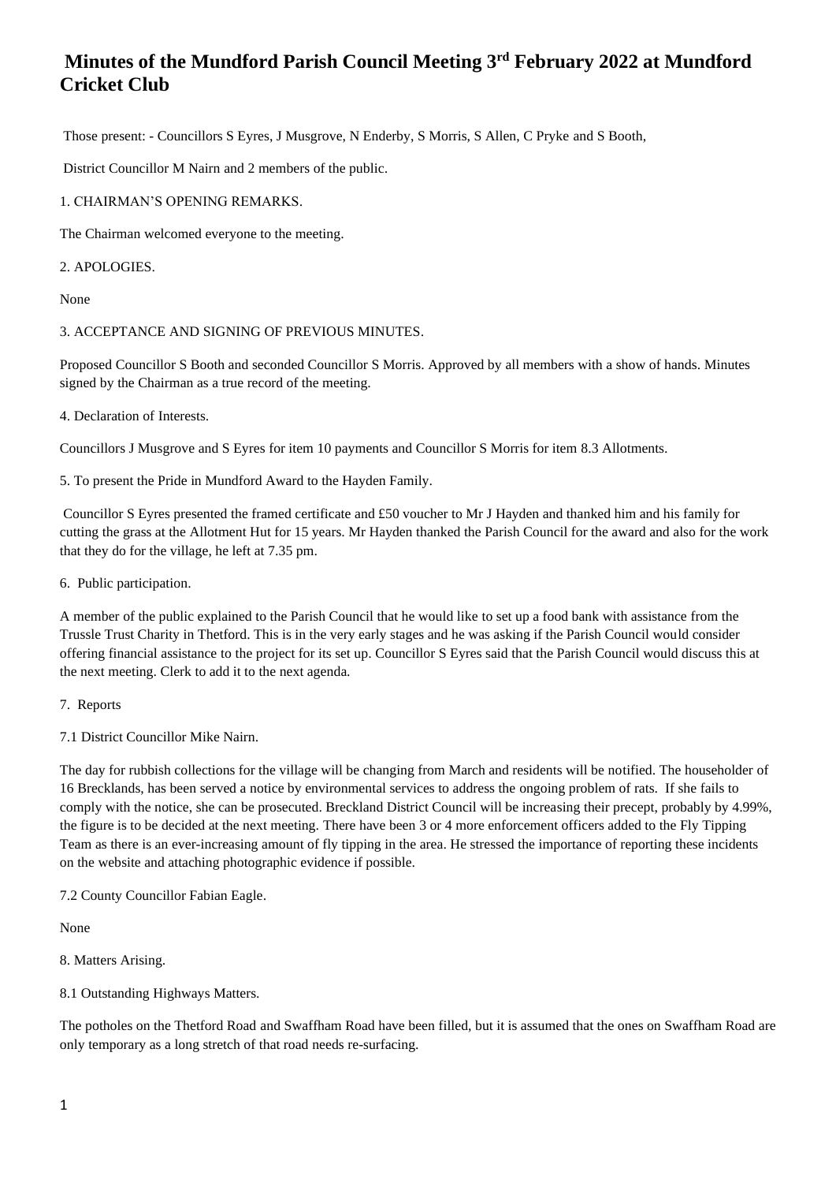# Minutes of the Mundford Parish Council Meeting 3rd February 2022 at Mundford Cricket Club

Those present: - Councillors S Eyres, J Musgrove, N Enderby, S Morris, S Allen, C Pryke and S Booth,

District Councillor M Nairn and 2 members of the public.

1. CHAIRMAN'S OPENING REMARKS.

The Chairman welcomed everyone to the meeting.

2. APOLOGIES.

None

3. ACCEPTANCE AND SIGNING OF PREVIOUS MINUTES.

Proposed Councillor S Booth and seconded Councillor S Morris. Approved by all members with a show of hands. Minutes signed by the Chairman as a true record of the meeting.

4. Declaration of Interests.

Councillors J Musgrove and S Eyres for item 10 payments and Councillor S Morris for item 8.3 Allotments.

5. To present the Pride in Mundford Award to the Hayden Family.

Councillor S Eyres presented the framed certificate and £50 voucher to Mr J Hayden and thanked him and his family for cutting the grass at the Allotment Hut for 15 years. Mr Hayden thanked the Parish Council for the award and also for the work that they do for the village, he left at 7.35 pm.

6. Public participation.

A member of the public explained to the Parish Council that he would like to set up a food bank with assistance from the Trussle Trust Charity in Thetford. This is in the very early stages and he was asking if the Parish Council would consider offering financial assistance to the project for its set up. Councillor S Eyres said that the Parish Council would discuss this at the next meeting. Clerk to add it to the next agenda.

7. Reports

7.1 District Councillor Mike Nairn.

The day for rubbish collections for the village will be changing from March and residents will be notified. The householder of 16 Brecklands, has been served a notice by environmental services to address the ongoing problem of rats. If she fails to comply with the notice, she can be prosecuted. Breckland District Council will be increasing their precept, probably by 4.99%, the figure is to be decided at the next meeting. There have been 3 or 4 more enforcement officers added to the Fly Tipping Team as there is an ever-increasing amount of fly tipping in the area. He stressed the importance of reporting these incidents on the website and attaching photographic evidence if possible.

7.2 County Councillor Fabian Eagle.

None

8. Matters Arising.

8.1 Outstanding Highways Matters.

The potholes on the Thetford Road and Swaffham Road have been filled, but it is assumed that the ones on Swaffham Road are only temporary as a long stretch of that road needs re-surfacing.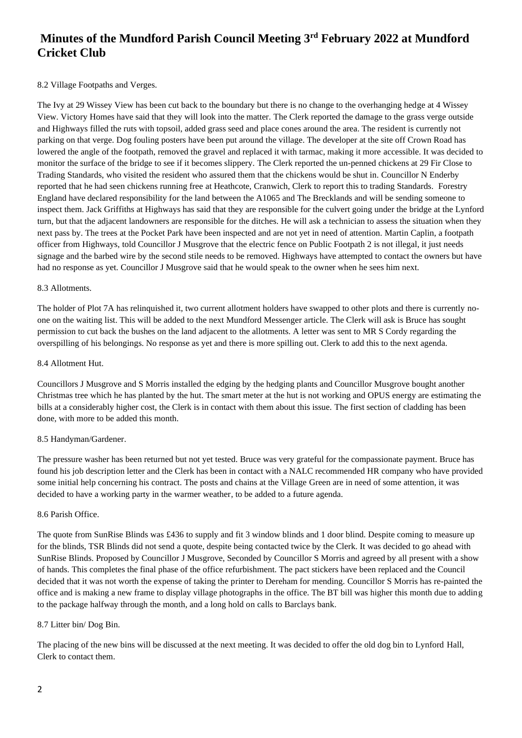# Minutes of the Mundford Parish Council Meeting 3rd February 2022 at Mundford Cricket Club

8.2 Village Footpaths and Verges.

The Ivy at 29 Wissey View has been cut back to the boundary but there is no change to the overhanging hedge at 4 Wissey View. Victory Homes have said that they will look into the matter. The Clerk reported the damage to the grass verge outside and Highways filled the ruts with topsoil, added grass seed and place cones around the area. The resident is currently not parking on that verge. Dog fouling posters have been put around the village. The developer at the site off Crown Road has lowered the angle of the footpath, removed the gravel and replaced it with tarmac, making it more accessible. It was decided to monitor the surface of the bridge to see if it becomes slippery. The Clerk reported the un-penned chickens at 29 Fir Close to Trading Standards, who visited the resident who assured them that the chickens would be shut in. Councillor N Enderby reported that he had seen chickens running free at Heathcote, Cranwich, Clerk to report this to trading Standards. Forestry England have declared responsibility for the land between the A1065 and The Brecklands and will be sending someone to inspect them. Jack Griffiths at Highways has said that they are responsible for the culvert going under the bridge at the Lynford turn, but that the adjacent landowners are responsible for the ditches. He will ask a technician to assess the situation when they next pass by. The trees at the Pocket Park have been inspected and are not yet in need of attention. Martin Caplin, a footpath officer from Highways, told Councillor J Musgrove that the electric fence on Public Footpath 2 is not illegal, it just needs signage and the barbed wire by the second stile needs to be removed. Highways have attempted to contact the owners but have had no response as yet. Councillor J Musgrove said that he would speak to the owner when he sees him next.

8.3 Allotments.

The holder of Plot 7A has relinquished it, two current allotment holders have swapped to other plots and there is currently no-one on the waiting list. This will be added to the next Mundford Messenger article. The Clerk will ask is Bruce has sought permission to cut back the bushes on the land adjacent to the allotments. A letter was sent to MR S Cordy regarding the overspilling of his belongings. No response as yet and there is more spilling out. Clerk to add this to the next agenda.

8.4 Allotment Hut.

Councillors J Musgrove and S Morris installed the edging by the hedging plants and Councillor Musgrove bought another Christmas tree which he has planted by the hut. The smart meter at the hut is not working and OPUS energy are estimating the bills at a considerably higher cost, the Clerk is in contact with them about this issue. The first section of cladding has been done, with more to be added this month.

8.5 Handyman/Gardener.

The pressure washer has been returned but not yet tested. Bruce was very grateful for the compassionate payment. Bruce has found his job description letter and the Clerk has been in contact with a NALC recommended HR company who have provided some initial help concerning his contract. The posts and chains at the Village Green are in need of some attention, it was decided to have a working party in the warmer weather, to be added to a future agenda.

8.6 Parish Office.

The quote from SunRise Blinds was £436 to supply and fit 3 window blinds and 1 door blind. Despite coming to measure up for the blinds, TSR Blinds did not send a quote, despite being contacted twice by the Clerk. It was decided to go ahead with SunRise Blinds. Proposed by Councillor J Musgrove, Seconded by Councillor S Morris and agreed by all present with a show of hands. This completes the final phase of the office refurbishment. The pact stickers have been replaced and the Council decided that it was not worth the expense of taking the printer to Dereham for mending. Councillor S Morris has re-painted the office and is making a new frame to display village photographs in the office. The BT bill was higher this month due to adding to the package halfway through the month, and a long hold on calls to Barclays bank.

8.7 Litter bin/ Dog Bin.

The placing of the new bins will be discussed at the next meeting. It was decided to offer the old dog bin to Lynford Hall, Clerk to contact them.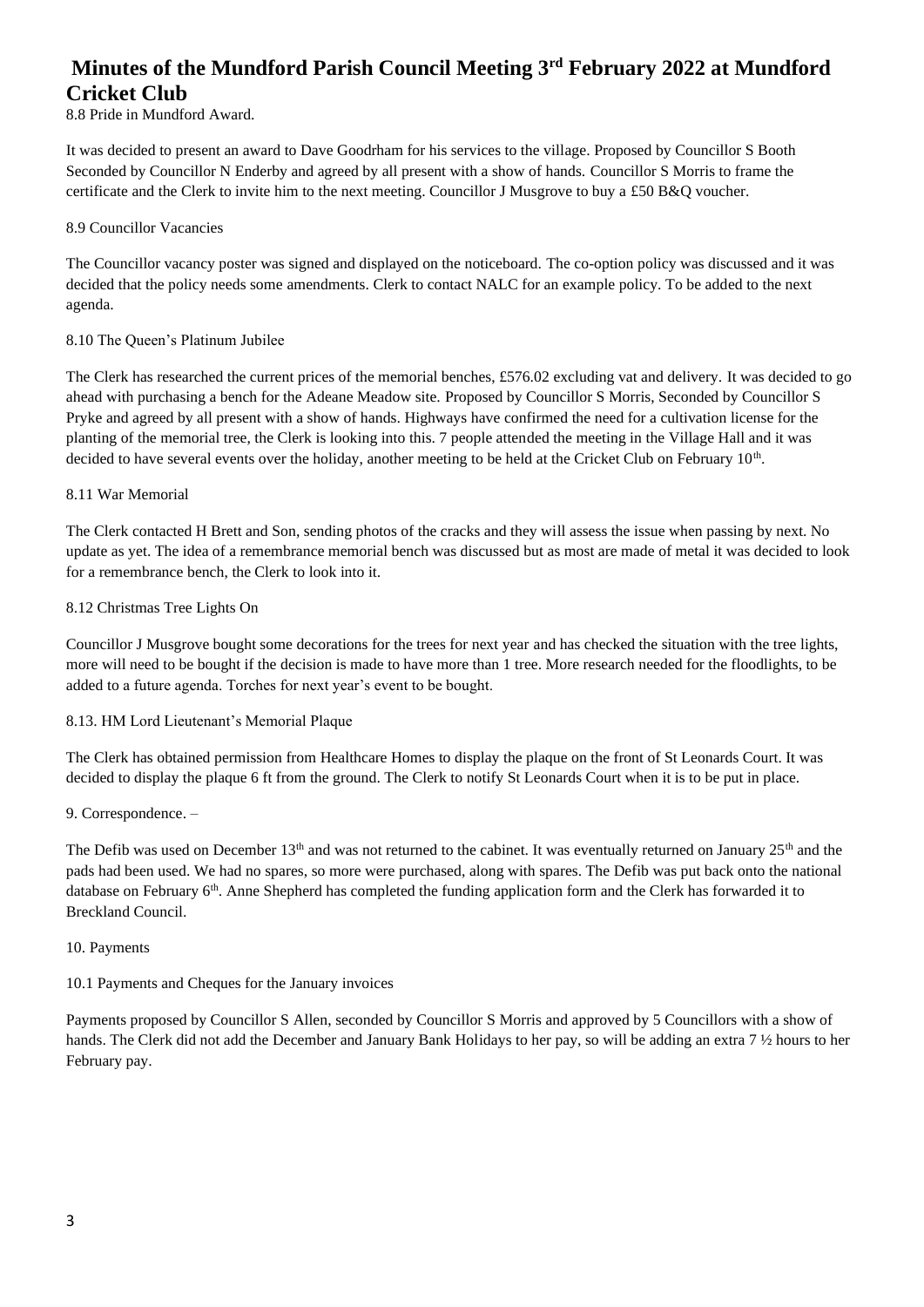# Minutes of the Mundford Parish Council Meeting 3rd February 2022 at Mundford Cricket Club

8.8 Pride in Mundford Award.

It was decided to present an award to Dave Goodrham for his services to the village. Proposed by Councillor S Booth Seconded by Councillor N Enderby and agreed by all present with a show of hands. Councillor S Morris to frame the certificate and the Clerk to invite him to the next meeting. Councillor J Musgrove to buy a £50 B&Q voucher.

8.9 Councillor Vacancies

The Councillor vacancy poster was signed and displayed on the noticeboard. The co-option policy was discussed and it was decided that the policy needs some amendments. Clerk to contact NALC for an example policy. To be added to the next agenda.

8.10 The Queen's Platinum Jubilee

The Clerk has researched the current prices of the memorial benches, £576.02 excluding vat and delivery. It was decided to go ahead with purchasing a bench for the Adeane Meadow site. Proposed by Councillor S Morris, Seconded by Councillor S Pryke and agreed by all present with a show of hands. Highways have confirmed the need for a cultivation license for the planting of the memorial tree, the Clerk is looking into this. 7 people attended the meeting in the Village Hall and it was decided to have several events over the holiday, another meeting to be held at the Cricket Club on February 10th.

8.11 War Memorial

The Clerk contacted H Brett and Son, sending photos of the cracks and they will assess the issue when passing by next. No update as yet. The idea of a remembrance memorial bench was discussed but as most are made of metal it was decided to look for a remembrance bench, the Clerk to look into it.

8.12 Christmas Tree Lights On

Councillor J Musgrove bought some decorations for the trees for next year and has checked the situation with the tree lights, more will need to be bought if the decision is made to have more than 1 tree. More research needed for the floodlights, to be added to a future agenda. Torches for next year's event to be bought.

8.13. HM Lord Lieutenant's Memorial Plaque

The Clerk has obtained permission from Healthcare Homes to display the plaque on the front of St Leonards Court. It was decided to display the plaque 6 ft from the ground. The Clerk to notify St Leonards Court when it is to be put in place.

9. Correspondence. –

The Defib was used on December 13th and was not returned to the cabinet. It was eventually returned on January 25th and the pads had been used. We had no spares, so more were purchased, along with spares. The Defib was put back onto the national database on February 6th. Anne Shepherd has completed the funding application form and the Clerk has forwarded it to Breckland Council.

10. Payments

10.1 Payments and Cheques for the January invoices

Payments proposed by Councillor S Allen, seconded by Councillor S Morris and approved by 5 Councillors with a show of hands. The Clerk did not add the December and January Bank Holidays to her pay, so will be adding an extra 7 ½ hours to her February pay.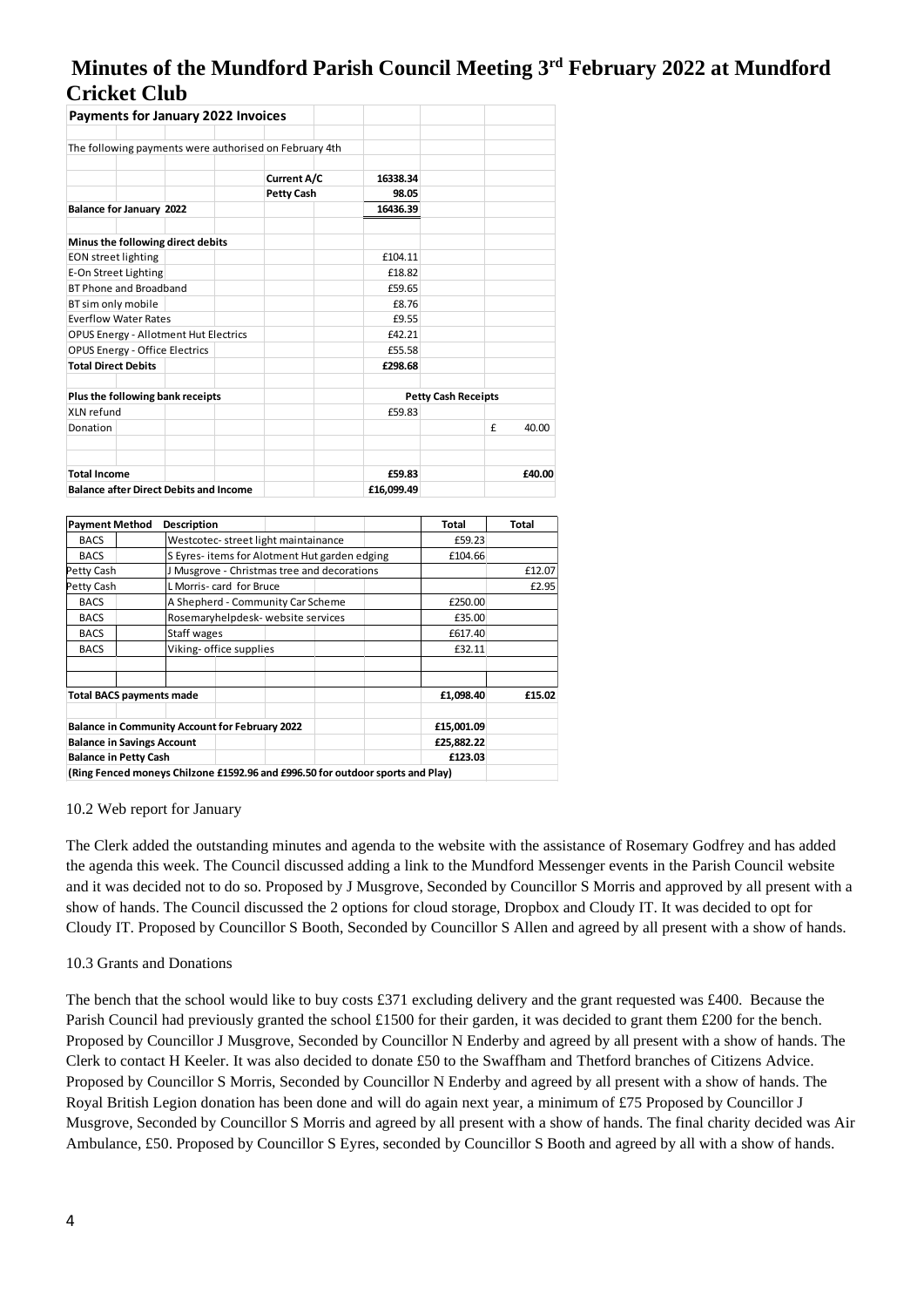# Minutes of the Mundford Parish Council Meeting 3rd February 2022 at Mundford Cricket Club

| Payments for January 2022 Invoices | | |
|---|---|---|
| The following payments were authorised on February 4th | | |
| Current A/C | 16338.34 | |
| Petty Cash | 98.05 | |
| **Balance for January 2022** | **16436.39** | |
| **Minus the following direct debits** | | |
| EON street lighting | £104.11 | |
| E-On Street Lighting | £18.82 | |
| BT Phone and Broadband | £59.65 | |
| BT sim only mobile | £8.76 | |
| Everflow Water Rates | £9.55 | |
| OPUS Energy - Allotment Hut Electrics | £42.21 | |
| OPUS Energy - Office Electrics | £55.58 | |
| **Total Direct Debits** | **£298.68** | |
| **Plus the following bank receipts** | | **Petty Cash Receipts** |
| XLN refund | £59.83 | |
| Donation | | £ 40.00 |
| **Total Income** | **£59.83** | **£40.00** |
| **Balance after Direct Debits and Income** | **£16,099.49** | |

| Payment Method | Description | Total | Total |
|---|---|---|---|
| BACS | Westcotec- street light maintainance | £59.23 | |
| BACS | S Eyres- items for Alotment Hut garden edging | £104.66 | |
| Petty Cash | J Musgrove - Christmas tree and decorations | | £12.07 |
| Petty Cash | L Morris- card for Bruce | | £2.95 |
| BACS | A Shepherd - Community Car Scheme | £250.00 | |
| BACS | Rosemaryhelpdesk- website services | £35.00 | |
| BACS | Staff wages | £617.40 | |
| BACS | Viking- office supplies | £32.11 | |
| **Total BACS payments made** | | **£1,098.40** | **£15.02** |
| **Balance in Community Account for February 2022** | | **£15,001.09** | |
| **Balance in Savings Account** | | **£25,882.22** | |
| **Balance in Petty Cash** | | **£123.03** | |
| **(Ring Fenced moneys Chilzone £1592.96 and £996.50 for outdoor sports and Play)** | | | |

10.2 Web report for January

The Clerk added the outstanding minutes and agenda to the website with the assistance of Rosemary Godfrey and has added the agenda this week. The Council discussed adding a link to the Mundford Messenger events in the Parish Council website and it was decided not to do so. Proposed by J Musgrove, Seconded by Councillor S Morris and approved by all present with a show of hands. The Council discussed the 2 options for cloud storage, Dropbox and Cloudy IT. It was decided to opt for Cloudy IT. Proposed by Councillor S Booth, Seconded by Councillor S Allen and agreed by all present with a show of hands.

10.3 Grants and Donations

The bench that the school would like to buy costs £371 excluding delivery and the grant requested was £400. Because the Parish Council had previously granted the school £1500 for their garden, it was decided to grant them £200 for the bench. Proposed by Councillor J Musgrove, Seconded by Councillor N Enderby and agreed by all present with a show of hands. The Clerk to contact H Keeler. It was also decided to donate £50 to the Swaffham and Thetford branches of Citizens Advice. Proposed by Councillor S Morris, Seconded by Councillor N Enderby and agreed by all present with a show of hands. The Royal British Legion donation has been done and will do again next year, a minimum of £75 Proposed by Councillor J Musgrove, Seconded by Councillor S Morris and agreed by all present with a show of hands. The final charity decided was Air Ambulance, £50. Proposed by Councillor S Eyres, seconded by Councillor S Booth and agreed by all with a show of hands.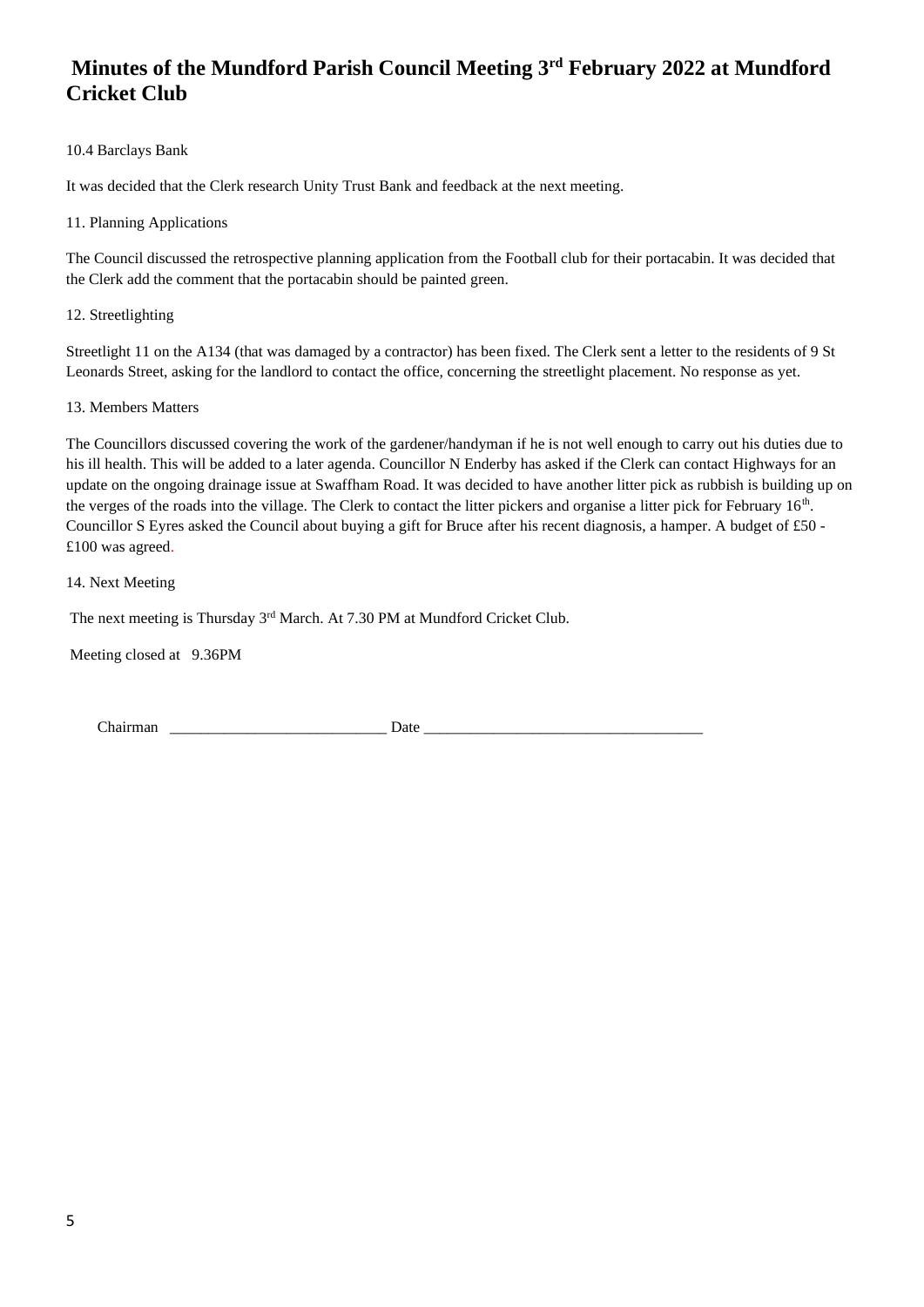# Minutes of the Mundford Parish Council Meeting 3rd February 2022 at Mundford Cricket Club

10.4 Barclays Bank

It was decided that the Clerk research Unity Trust Bank and feedback at the next meeting.

11. Planning Applications

The Council discussed the retrospective planning application from the Football club for their portacabin. It was decided that the Clerk add the comment that the portacabin should be painted green.

12. Streetlighting

Streetlight 11 on the A134 (that was damaged by a contractor) has been fixed. The Clerk sent a letter to the residents of 9 St Leonards Street, asking for the landlord to contact the office, concerning the streetlight placement. No response as yet.

13. Members Matters

The Councillors discussed covering the work of the gardener/handyman if he is not well enough to carry out his duties due to his ill health. This will be added to a later agenda. Councillor N Enderby has asked if the Clerk can contact Highways for an update on the ongoing drainage issue at Swaffham Road. It was decided to have another litter pick as rubbish is building up on the verges of the roads into the village. The Clerk to contact the litter pickers and organise a litter pick for February 16th. Councillor S Eyres asked the Council about buying a gift for Bruce after his recent diagnosis, a hamper. A budget of £50 - £100 was agreed.

14. Next Meeting

The next meeting is Thursday 3rd March. At 7.30 PM at Mundford Cricket Club.

Meeting closed at 9.36PM

Chairman ____________________________ Date ____________________________________